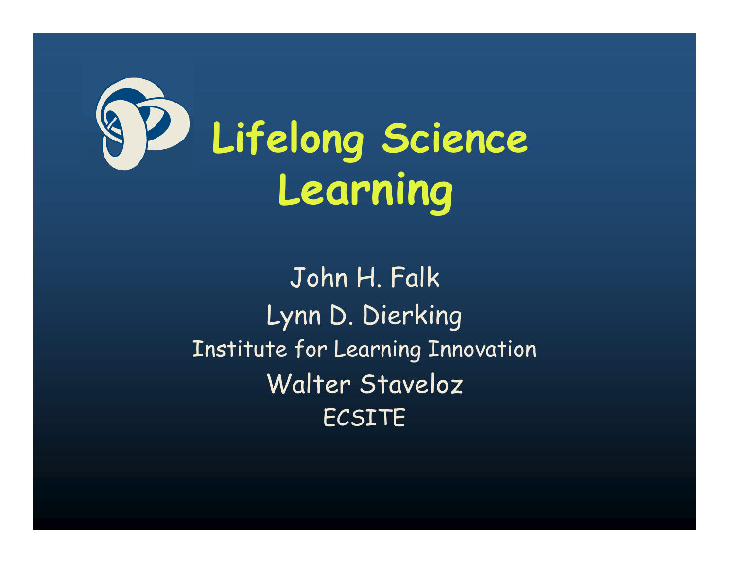# Lifelong Science Learning

John H. Falk

Lynn D. Dierking

Institute for Learning Innovation

Walter Staveloz

ECSITE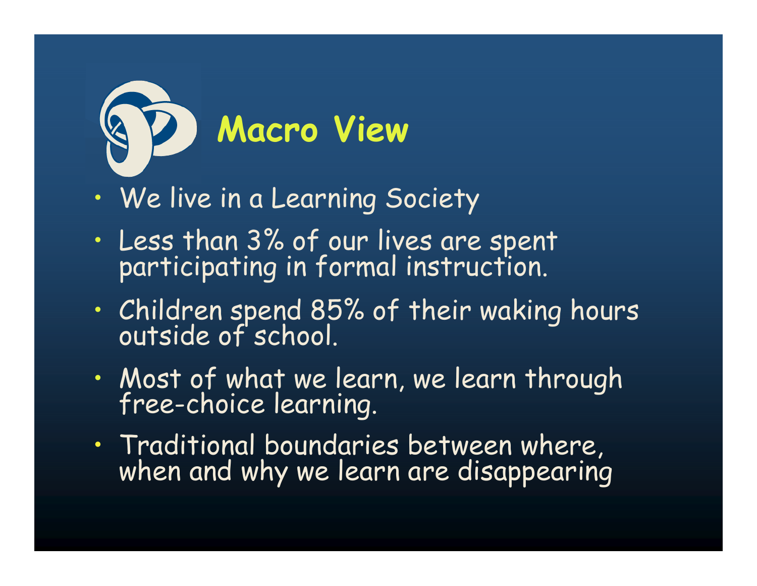# Macro View

- We live in a Learning Society
- Less than 3% of our lives are spent participating in formal instruction.
- Children spend 85% of their waking hours outside of school.
- Most of what we learn, we learn through free-choice learning.
- Traditional boundaries between where, when and why we learn are disappearing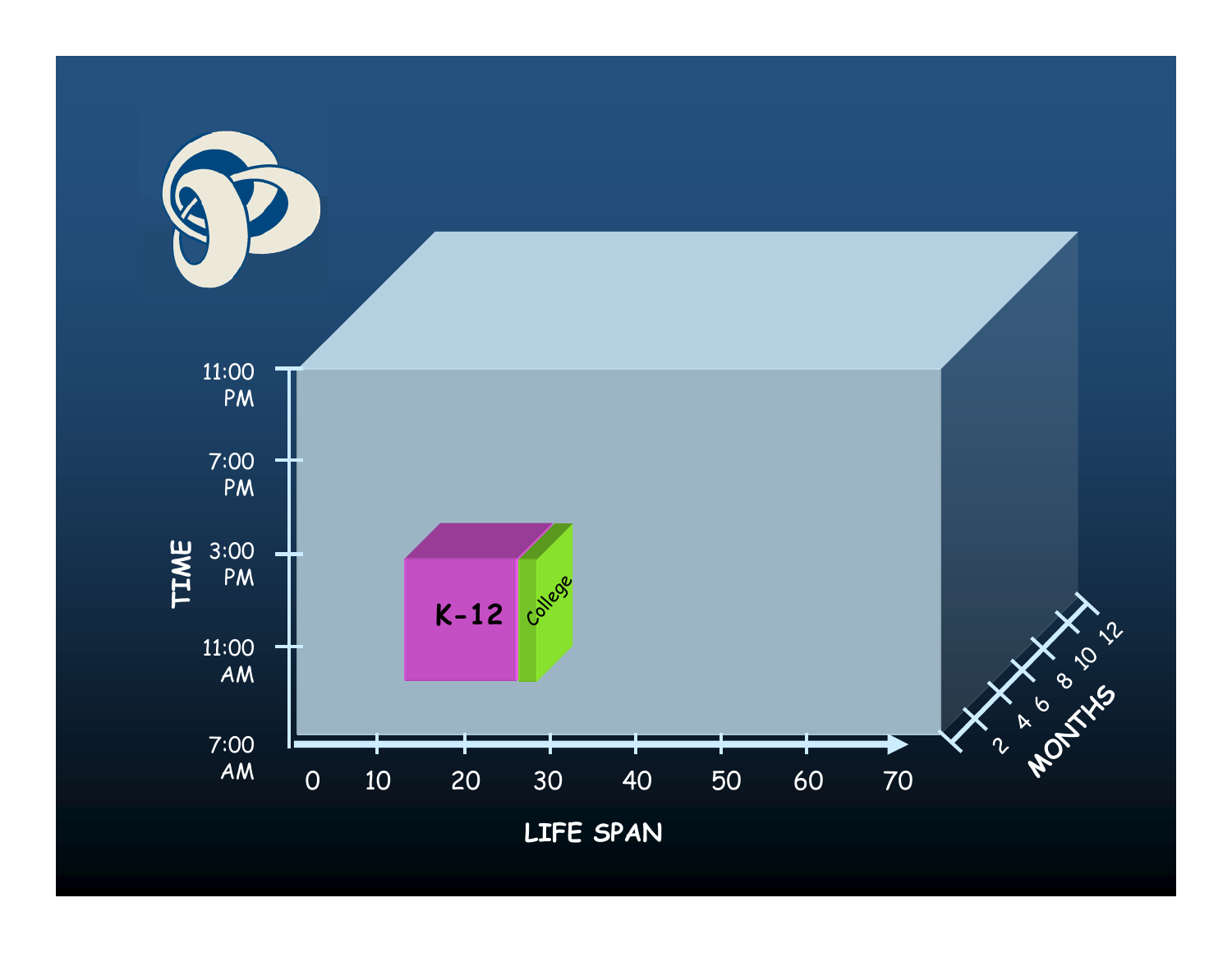TIME

11:00 PM

7:00 PM

3:00 PM

11:00 AM

7:00 AM

K-12

College

0 10 20 30 40 50 60 70

LIFE SPAN

2 4 6 8 10 12

MONTHS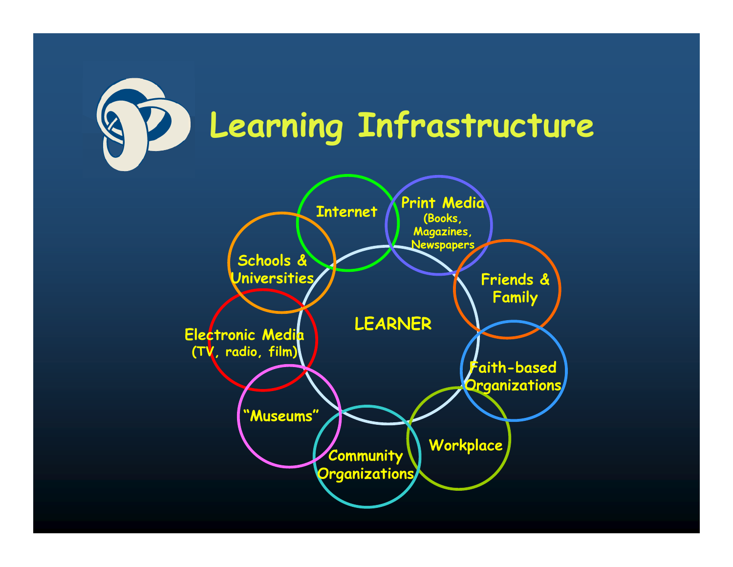# Learning Infrastructure

LEARNER

- Internet
- Print Media (Books, Magazines, Newspapers
- Friends & Family
- Faith-based Organizations
- Workplace
- Community Organizations
- "Museums"
- Electronic Media (TV, radio, film)
- Schools & Universities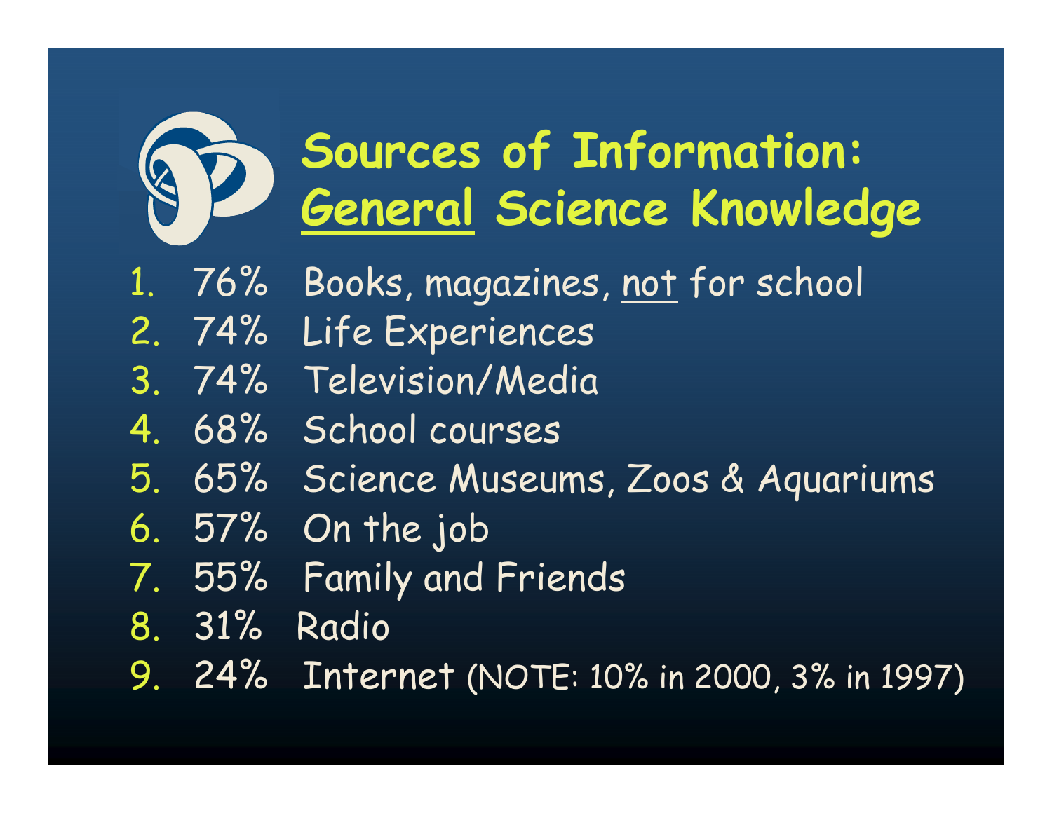# Sources of Information: General Science Knowledge

1. 76% Books, magazines, not for school
2. 74% Life Experiences
3. 74% Television/Media
4. 68% School courses
5. 65% Science Museums, Zoos & Aquariums
6. 57% On the job
7. 55% Family and Friends
8. 31% Radio
9. 24% Internet (NOTE: 10% in 2000, 3% in 1997)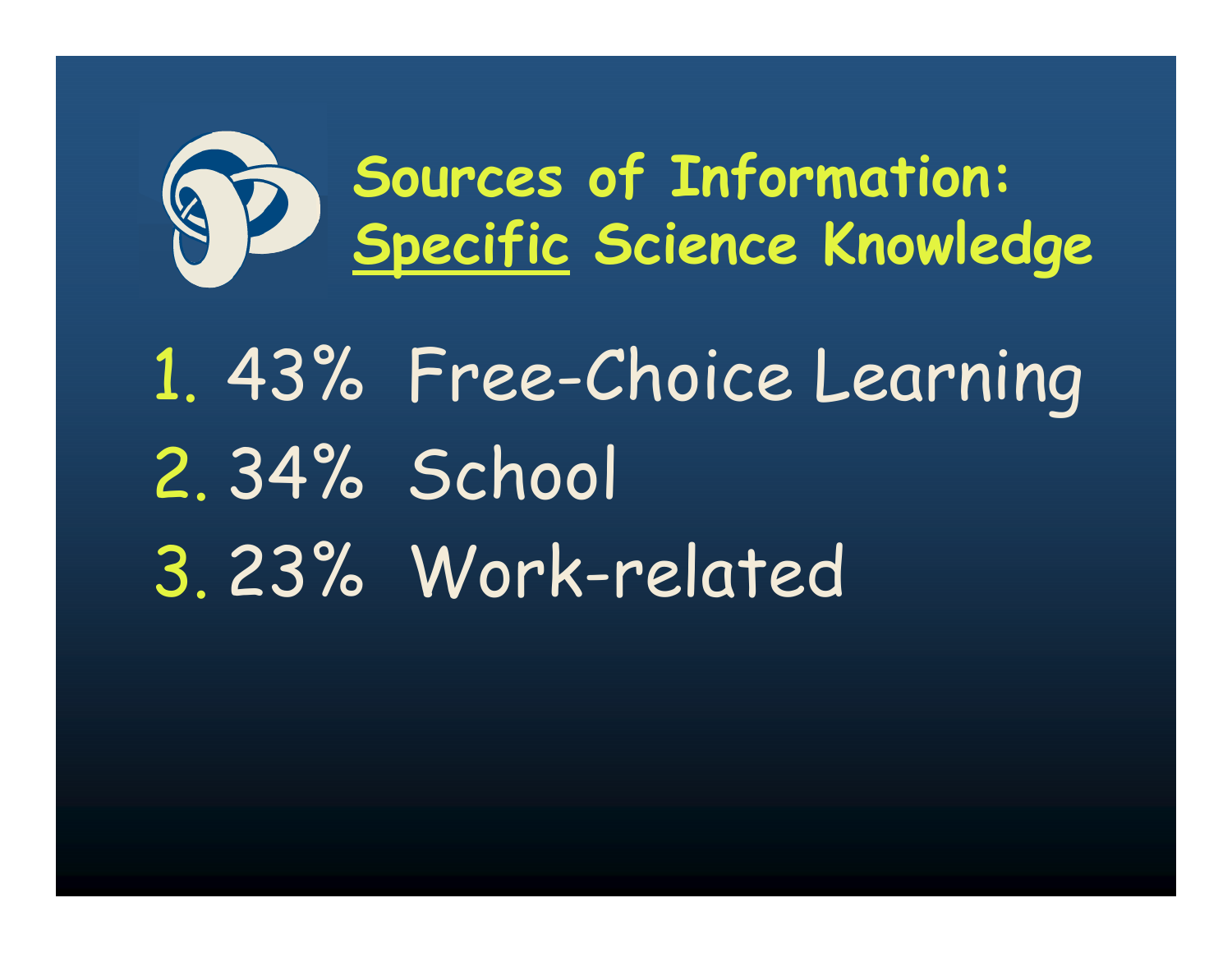# Sources of Information: Specific Science Knowledge

1. 43% Free-Choice Learning
2. 34% School
3. 23% Work-related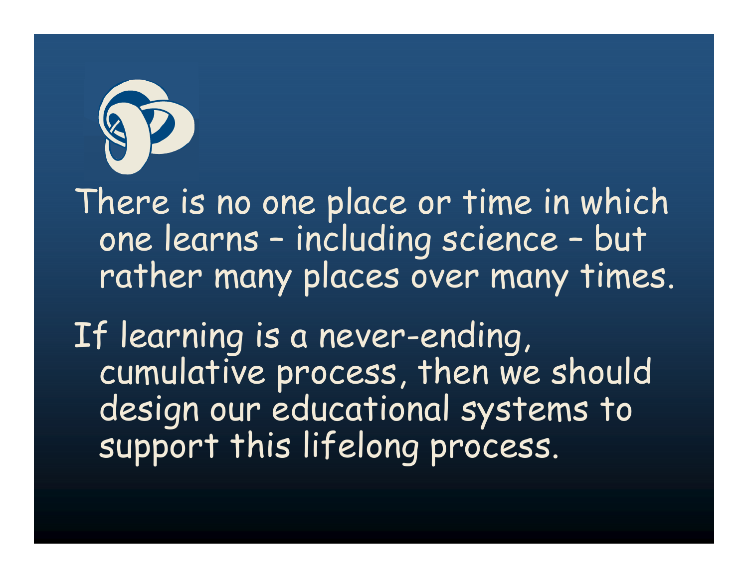There is no one place or time in which one learns – including science – but rather many places over many times.

If learning is a never-ending, cumulative process, then we should design our educational systems to support this lifelong process.